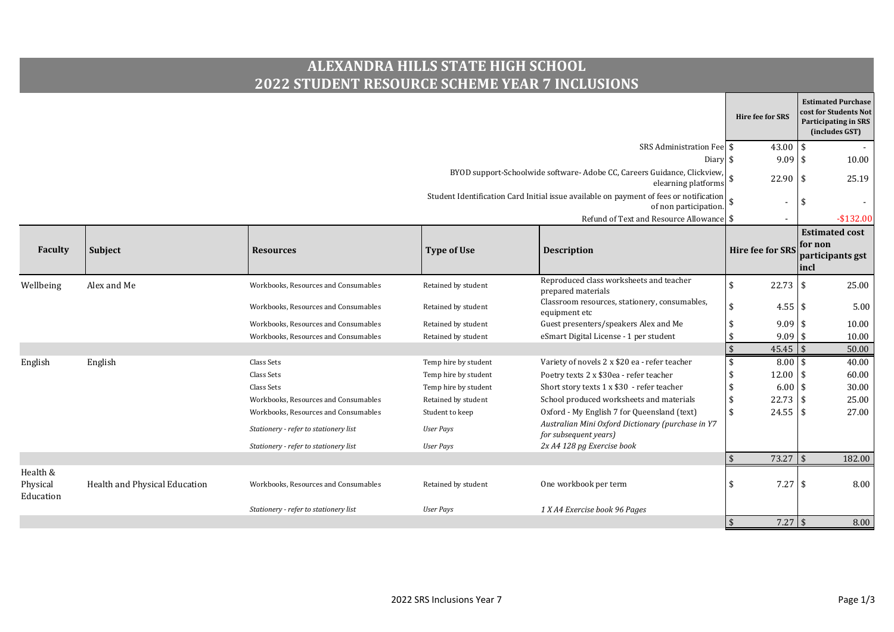# ALEXANDRA HILLS STATE HIGH SCHOOL
## 2022 STUDENT RESOURCE SCHEME YEAR 7 INCLUSIONS

| | Hire fee for SRS | Estimated Purchase cost for Students Not Participating in SRS (includes GST) |
|---|---|---|
| SRS Administration Fee | $ 43.00 | $ - |
| Diary | $ 9.09 | $ 10.00 |
| BYOD support-Schoolwide software- Adobe CC, Careers Guidance, Clickview, elearning platforms | $ 22.90 | $ 25.19 |
| Student Identification Card Initial issue available on payment of fees or notification of non participation. | $ - | $ - |
| Refund of Text and Resource Allowance | $ - | -$132.00 |

| Faculty | Subject | Resources | Type of Use | Description | Hire fee for SRS | Estimated cost for non participants gst incl |
|---|---|---|---|---|---|---|
| Wellbeing | Alex and Me | Workbooks, Resources and Consumables | Retained by student | Reproduced class worksheets and teacher prepared materials | $ 22.73 | $ 25.00 |
| | | Workbooks, Resources and Consumables | Retained by student | Classroom resources, stationery, consumables, equipment etc | $ 4.55 | $ 5.00 |
| | | Workbooks, Resources and Consumables | Retained by student | Guest presenters/speakers Alex and Me | $ 9.09 | $ 10.00 |
| | | Workbooks, Resources and Consumables | Retained by student | eSmart Digital License - 1 per student | $ 9.09 | $ 10.00 |
| | | | | | $ 45.45 | $ 50.00 |
| English | English | Class Sets | Temp hire by student | Variety of novels 2 x $20 ea - refer teacher | $ 8.00 | $ 40.00 |
| | | Class Sets | Temp hire by student | Poetry texts 2 x $30ea - refer teacher | $ 12.00 | $ 60.00 |
| | | Class Sets | Temp hire by student | Short story texts 1 x $30 - refer teacher | $ 6.00 | $ 30.00 |
| | | Workbooks, Resources and Consumables | Retained by student | School produced worksheets and materials | $ 22.73 | $ 25.00 |
| | | Workbooks, Resources and Consumables | Student to keep | Oxford - My English 7 for Queensland (text) | $ 24.55 | $ 27.00 |
| | | *Stationery - refer to stationery list* | *User Pays* | *Australian Mini Oxford Dictionary (purchase in Y7 for subsequent years)* | | |
| | | *Stationery - refer to stationery list* | *User Pays* | *2x A4 128 pg Exercise book* | | |
| | | | | | $ 73.27 | $ 182.00 |
| Health & Physical Education | Health and Physical Education | Workbooks, Resources and Consumables | Retained by student | One workbook per term | $ 7.27 | $ 8.00 |
| | | *Stationery - refer to stationery list* | *User Pays* | *1 X A4 Exercise book 96 Pages* | | |
| | | | | | $ 7.27 | $ 8.00 |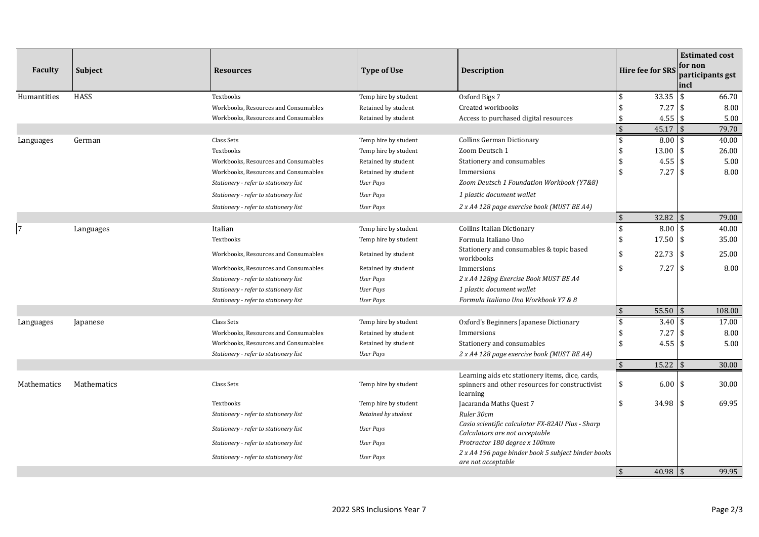| Faculty | Subject | Resources | Type of Use | Description | Hire fee for SRS | Estimated cost for non participants gst incl |
|---|---|---|---|---|---|---|
| Humantities | HASS | Textbooks | Temp hire by student | Oxford Bigs 7 | $ 33.35 | $ 66.70 |
| | | Workbooks, Resources and Consumables | Retained by student | Created workbooks | $ 7.27 | $ 8.00 |
| | | Workbooks, Resources and Consumables | Retained by student | Access to purchased digital resources | $ 4.55 | $ 5.00 |
| | | | | | $ 45.17 | $ 79.70 |
| Languages | German | Class Sets | Temp hire by student | Collins German Dictionary | $ 8.00 | $ 40.00 |
| | | Textbooks | Temp hire by student | Zoom Deutsch 1 | $ 13.00 | $ 26.00 |
| | | Workbooks, Resources and Consumables | Retained by student | Stationery and consumables | $ 4.55 | $ 5.00 |
| | | Workbooks, Resources and Consumables | Retained by student | Immersions | $ 7.27 | $ 8.00 |
| | | *Stationery - refer to stationery list* | *User Pays* | *Zoom Deutsch 1 Foundation Workbook (Y7&8)* | | |
| | | *Stationery - refer to stationery list* | *User Pays* | *1 plastic document wallet* | | |
| | | *Stationery - refer to stationery list* | *User Pays* | *2 x A4 128 page exercise book (MUST BE A4)* | | |
| | | | | | $ 32.82 | $ 79.00 |
| 7 | Languages | Italian | Temp hire by student | Collins Italian Dictionary | $ 8.00 | $ 40.00 |
| | | Textbooks | Temp hire by student | Formula Italiano Uno | $ 17.50 | $ 35.00 |
| | | Workbooks, Resources and Consumables | Retained by student | Stationery and consumables & topic based workbooks | $ 22.73 | $ 25.00 |
| | | Workbooks, Resources and Consumables | Retained by student | Immersions | $ 7.27 | $ 8.00 |
| | | *Stationery - refer to stationery list* | *User Pays* | *2 x A4 128pg Exercise Book MUST BE A4* | | |
| | | *Stationery - refer to stationery list* | *User Pays* | *1 plastic document wallet* | | |
| | | *Stationery - refer to stationery list* | *User Pays* | *Formula Italiano Uno Workbook Y7 & 8* | | |
| | | | | | $ 55.50 | $ 108.00 |
| Languages | Japanese | Class Sets | Temp hire by student | Oxford's Beginners Japanese Dictionary | $ 3.40 | $ 17.00 |
| | | Workbooks, Resources and Consumables | Retained by student | Immersions | $ 7.27 | $ 8.00 |
| | | Workbooks, Resources and Consumables | Retained by student | Stationery and consumables | $ 4.55 | $ 5.00 |
| | | *Stationery - refer to stationery list* | *User Pays* | *2 x A4 128 page exercise book (MUST BE A4)* | | |
| | | | | | $ 15.22 | $ 30.00 |
| Mathematics | Mathematics | Class Sets | Temp hire by student | Learning aids etc stationery items, dice, cards, spinners and other resources for constructivist learning | $ 6.00 | $ 30.00 |
| | | Textbooks | Temp hire by student | Jacaranda Maths Quest 7 | $ 34.98 | $ 69.95 |
| | | *Stationery - refer to stationery list* | *Retained by student* | *Ruler 30cm* | | |
| | | *Stationery - refer to stationery list* | *User Pays* | *Casio scientific calculator FX-82AU Plus - Sharp Calculators are not acceptable* | | |
| | | *Stationery - refer to stationery list* | *User Pays* | *Protractor 180 degree x 100mm* | | |
| | | *Stationery - refer to stationery list* | *User Pays* | *2 x A4 196 page binder book 5 subject binder books are not acceptable* | | |
| | | | | | $ 40.98 | $ 99.95 |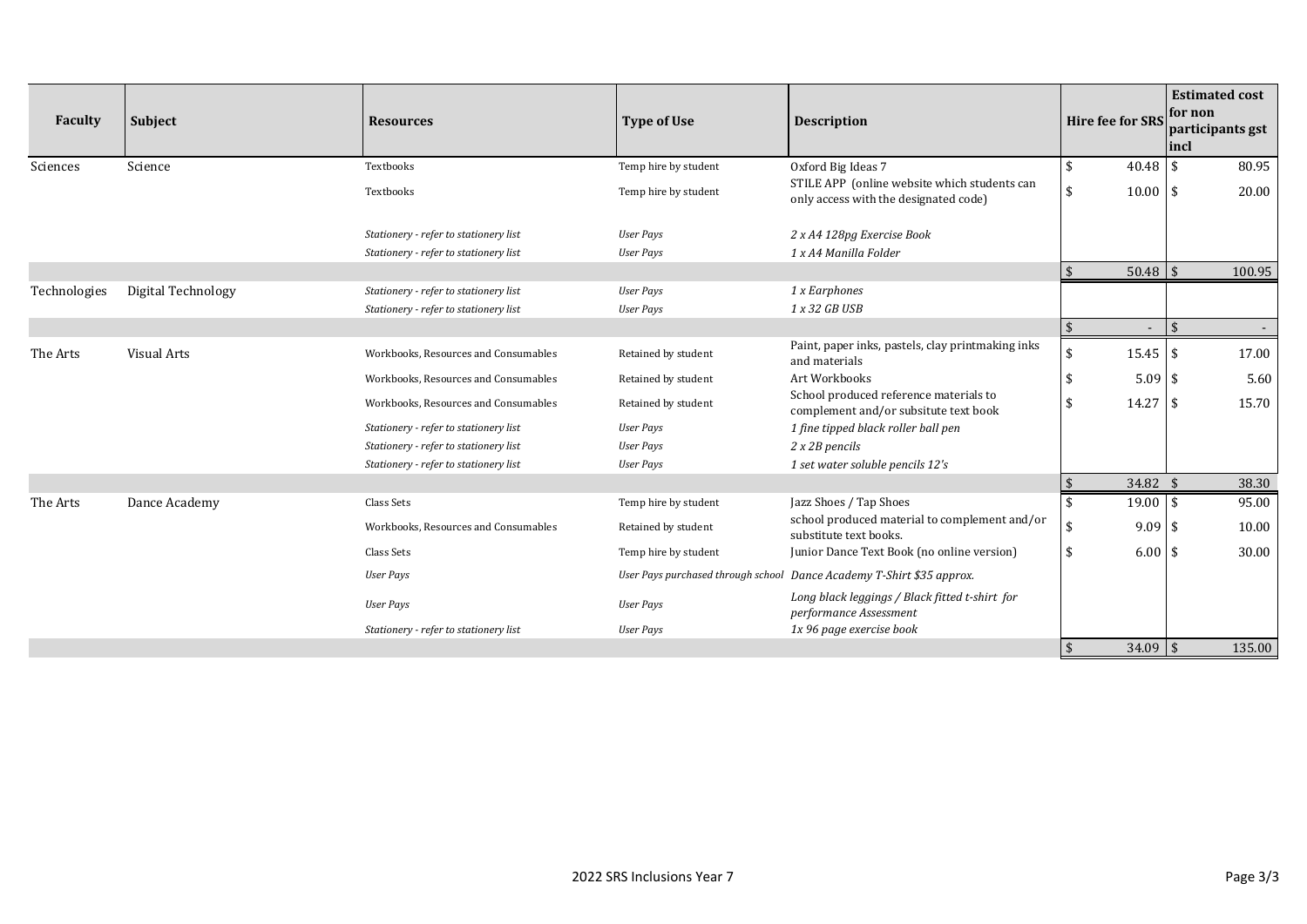| Faculty | Subject | Resources | Type of Use | Description | Hire fee for SRS | Estimated cost for non participants gst incl |
|---|---|---|---|---|---|---|
| Sciences | Science | Textbooks | Temp hire by student | Oxford Big Ideas 7 | $ 40.48 | $ 80.95 |
| | | Textbooks | Temp hire by student | STILE APP (online website which students can only access with the designated code) | $ 10.00 | $ 20.00 |
| | | *Stationery - refer to stationery list* | *User Pays* | *2 x A4 128pg Exercise Book* | | |
| | | *Stationery - refer to stationery list* | *User Pays* | *1 x A4 Manilla Folder* | | |
| | | | | | $ 50.48 | $ 100.95 |
| Technologies | Digital Technology | *Stationery - refer to stationery list* | *User Pays* | *1 x Earphones* | | |
| | | *Stationery - refer to stationery list* | *User Pays* | *1 x 32 GB USB* | | |
| | | | | | $ - | $ - |
| The Arts | Visual Arts | Workbooks, Resources and Consumables | Retained by student | Paint, paper inks, pastels, clay printmaking inks and materials | $ 15.45 | $ 17.00 |
| | | Workbooks, Resources and Consumables | Retained by student | Art Workbooks | $ 5.09 | $ 5.60 |
| | | Workbooks, Resources and Consumables | Retained by student | School produced reference materials to complement and/or subsitute text book | $ 14.27 | $ 15.70 |
| | | *Stationery - refer to stationery list* | *User Pays* | *1 fine tipped black roller ball pen* | | |
| | | *Stationery - refer to stationery list* | *User Pays* | *2 x 2B pencils* | | |
| | | *Stationery - refer to stationery list* | *User Pays* | *1 set water soluble pencils 12's* | | |
| | | | | | $ 34.82 | $ 38.30 |
| The Arts | Dance Academy | Class Sets | Temp hire by student | Jazz Shoes / Tap Shoes | $ 19.00 | $ 95.00 |
| | | Workbooks, Resources and Consumables | Retained by student | school produced material to complement and/or substitute text books. | $ 9.09 | $ 10.00 |
| | | Class Sets | Temp hire by student | Junior Dance Text Book (no online version) | $ 6.00 | $ 30.00 |
| | | *User Pays* | *User Pays purchased through school* | *Dance Academy T-Shirt $35 approx.* | | |
| | | *User Pays* | *User Pays* | *Long black leggings / Black fitted t-shirt for performance Assessment* | | |
| | | *Stationery - refer to stationery list* | *User Pays* | *1x 96 page exercise book* | | |
| | | | | | $ 34.09 | $ 135.00 |